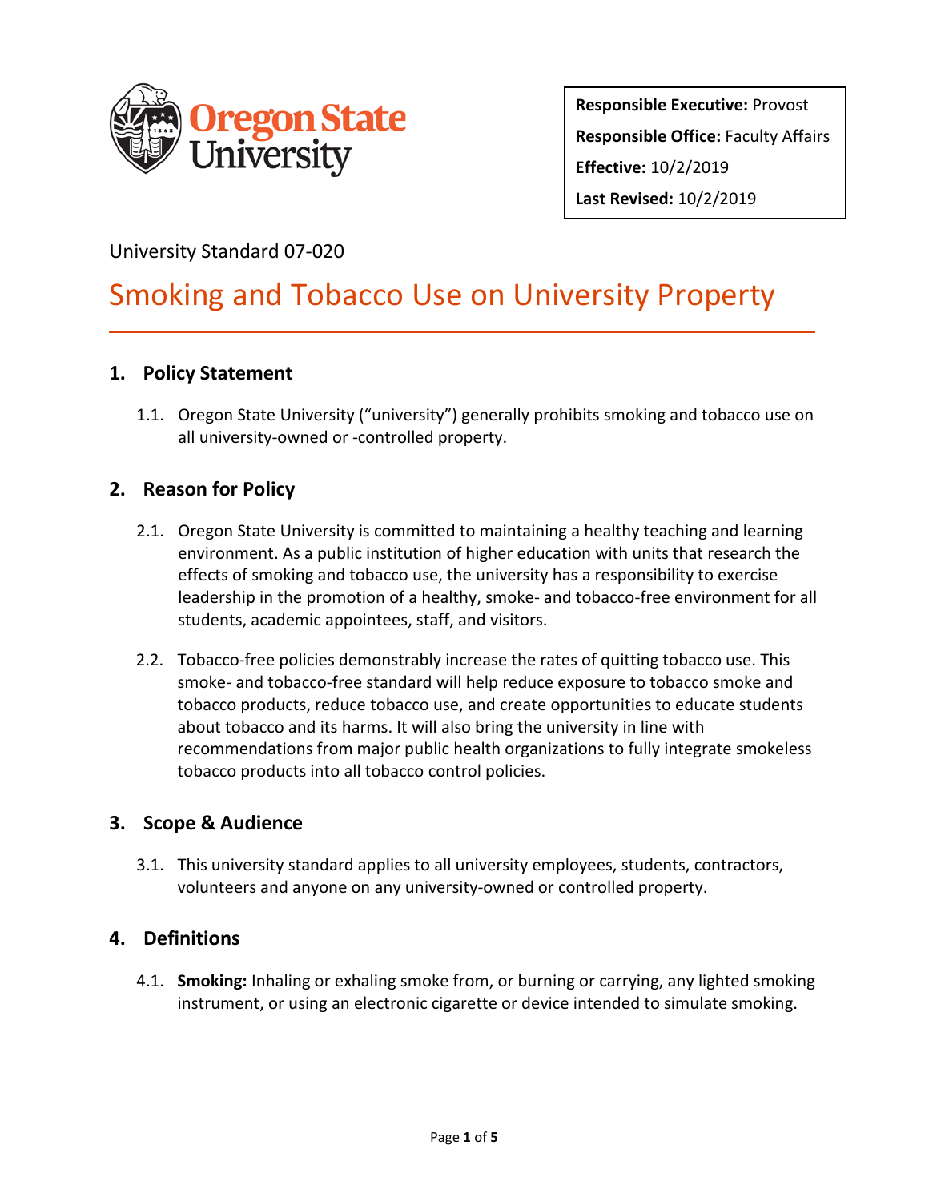**Responsible Executive:** Provost
**Responsible Office:** Faculty Affairs
**Effective:** 10/2/2019
**Last Revised:** 10/2/2019

University Standard 07-020

# Smoking and Tobacco Use on University Property

## 1. Policy Statement

1.1. Oregon State University ("university") generally prohibits smoking and tobacco use on all university-owned or -controlled property.

## 2. Reason for Policy

2.1. Oregon State University is committed to maintaining a healthy teaching and learning environment. As a public institution of higher education with units that research the effects of smoking and tobacco use, the university has a responsibility to exercise leadership in the promotion of a healthy, smoke- and tobacco-free environment for all students, academic appointees, staff, and visitors.

2.2. Tobacco-free policies demonstrably increase the rates of quitting tobacco use. This smoke- and tobacco-free standard will help reduce exposure to tobacco smoke and tobacco products, reduce tobacco use, and create opportunities to educate students about tobacco and its harms. It will also bring the university in line with recommendations from major public health organizations to fully integrate smokeless tobacco products into all tobacco control policies.

## 3. Scope & Audience

3.1. This university standard applies to all university employees, students, contractors, volunteers and anyone on any university-owned or controlled property.

## 4. Definitions

4.1. **Smoking:** Inhaling or exhaling smoke from, or burning or carrying, any lighted smoking instrument, or using an electronic cigarette or device intended to simulate smoking.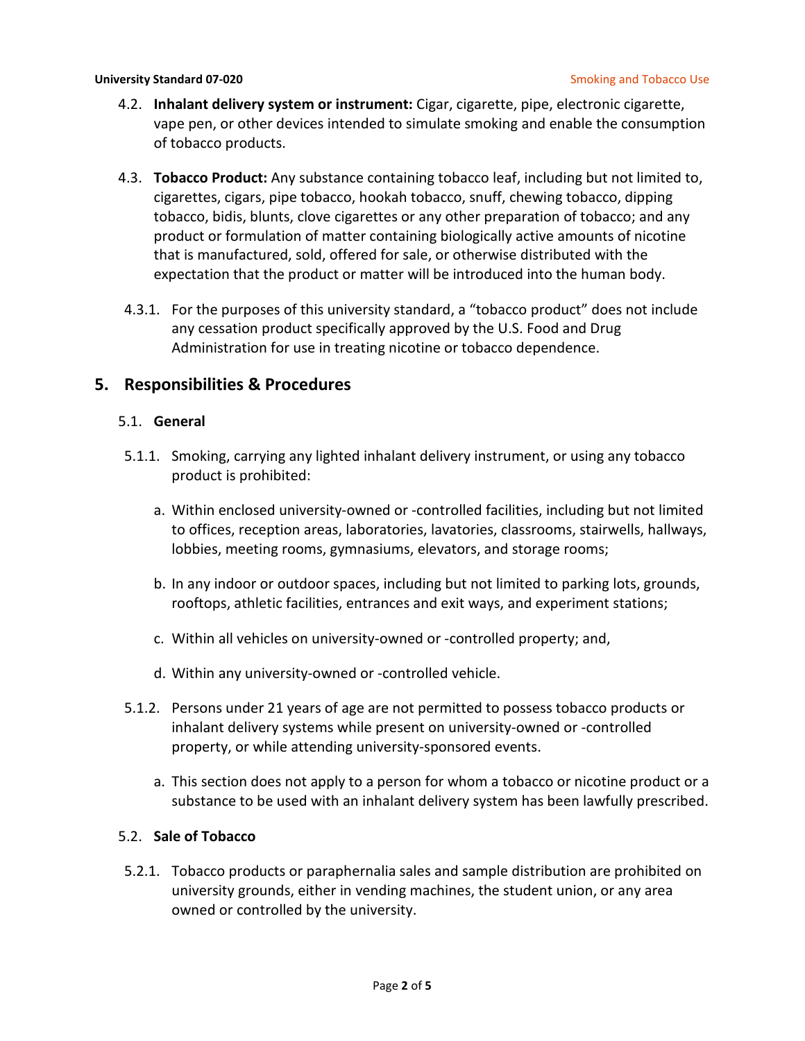4.2. **Inhalant delivery system or instrument:** Cigar, cigarette, pipe, electronic cigarette, vape pen, or other devices intended to simulate smoking and enable the consumption of tobacco products.

4.3. **Tobacco Product:** Any substance containing tobacco leaf, including but not limited to, cigarettes, cigars, pipe tobacco, hookah tobacco, snuff, chewing tobacco, dipping tobacco, bidis, blunts, clove cigarettes or any other preparation of tobacco; and any product or formulation of matter containing biologically active amounts of nicotine that is manufactured, sold, offered for sale, or otherwise distributed with the expectation that the product or matter will be introduced into the human body.

4.3.1. For the purposes of this university standard, a "tobacco product" does not include any cessation product specifically approved by the U.S. Food and Drug Administration for use in treating nicotine or tobacco dependence.

## 5. Responsibilities & Procedures

### 5.1. General

5.1.1. Smoking, carrying any lighted inhalant delivery instrument, or using any tobacco product is prohibited:

a. Within enclosed university-owned or -controlled facilities, including but not limited to offices, reception areas, laboratories, lavatories, classrooms, stairwells, hallways, lobbies, meeting rooms, gymnasiums, elevators, and storage rooms;

b. In any indoor or outdoor spaces, including but not limited to parking lots, grounds, rooftops, athletic facilities, entrances and exit ways, and experiment stations;

c. Within all vehicles on university-owned or -controlled property; and,

d. Within any university-owned or -controlled vehicle.

5.1.2. Persons under 21 years of age are not permitted to possess tobacco products or inhalant delivery systems while present on university-owned or -controlled property, or while attending university-sponsored events.

a. This section does not apply to a person for whom a tobacco or nicotine product or a substance to be used with an inhalant delivery system has been lawfully prescribed.

### 5.2. Sale of Tobacco

5.2.1. Tobacco products or paraphernalia sales and sample distribution are prohibited on university grounds, either in vending machines, the student union, or any area owned or controlled by the university.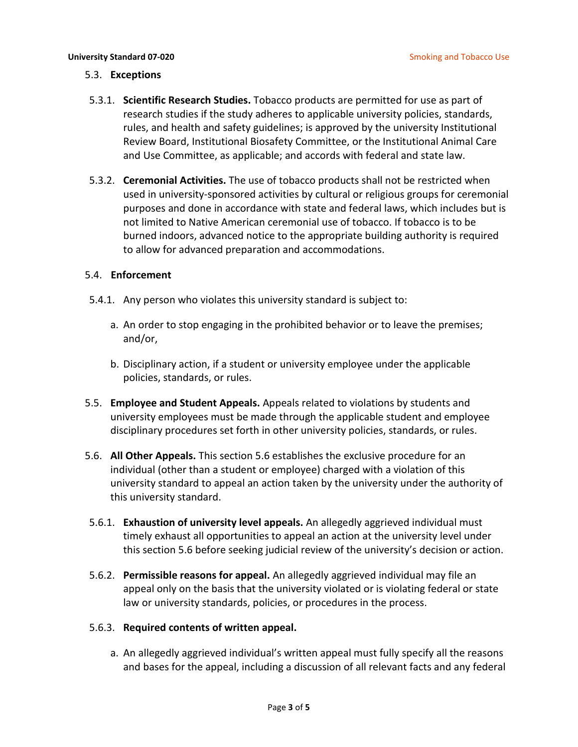### 5.3. **Exceptions**

5.3.1. **Scientific Research Studies.** Tobacco products are permitted for use as part of research studies if the study adheres to applicable university policies, standards, rules, and health and safety guidelines; is approved by the university Institutional Review Board, Institutional Biosafety Committee, or the Institutional Animal Care and Use Committee, as applicable; and accords with federal and state law.

5.3.2. **Ceremonial Activities.** The use of tobacco products shall not be restricted when used in university-sponsored activities by cultural or religious groups for ceremonial purposes and done in accordance with state and federal laws, which includes but is not limited to Native American ceremonial use of tobacco. If tobacco is to be burned indoors, advanced notice to the appropriate building authority is required to allow for advanced preparation and accommodations.

### 5.4. **Enforcement**

5.4.1. Any person who violates this university standard is subject to:

a. An order to stop engaging in the prohibited behavior or to leave the premises; and/or,

b. Disciplinary action, if a student or university employee under the applicable policies, standards, or rules.

5.5. **Employee and Student Appeals.** Appeals related to violations by students and university employees must be made through the applicable student and employee disciplinary procedures set forth in other university policies, standards, or rules.

5.6. **All Other Appeals.** This section 5.6 establishes the exclusive procedure for an individual (other than a student or employee) charged with a violation of this university standard to appeal an action taken by the university under the authority of this university standard.

5.6.1. **Exhaustion of university level appeals.** An allegedly aggrieved individual must timely exhaust all opportunities to appeal an action at the university level under this section 5.6 before seeking judicial review of the university's decision or action.

5.6.2. **Permissible reasons for appeal.** An allegedly aggrieved individual may file an appeal only on the basis that the university violated or is violating federal or state law or university standards, policies, or procedures in the process.

5.6.3. **Required contents of written appeal.**

a. An allegedly aggrieved individual's written appeal must fully specify all the reasons and bases for the appeal, including a discussion of all relevant facts and any federal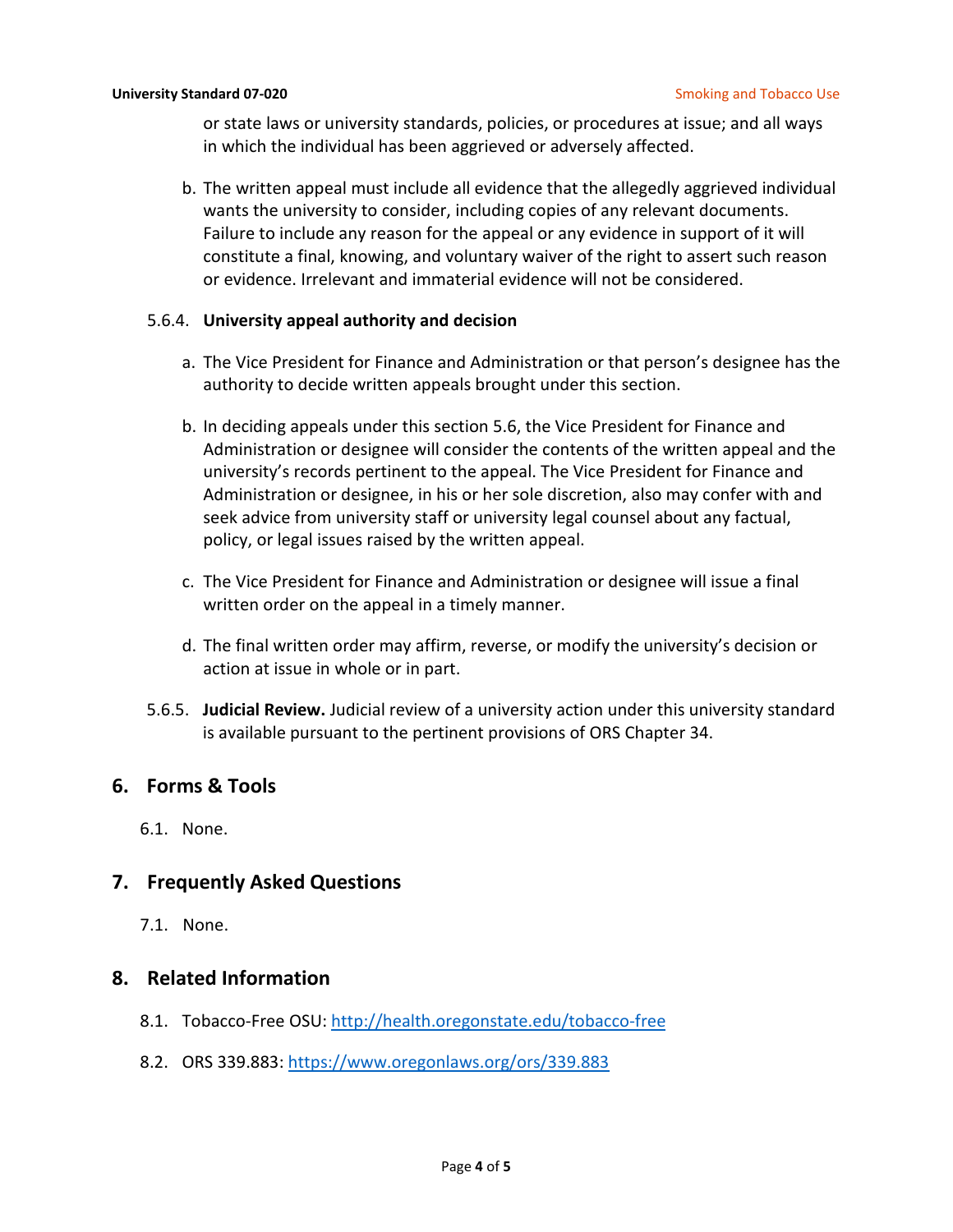or state laws or university standards, policies, or procedures at issue; and all ways in which the individual has been aggrieved or adversely affected.

b. The written appeal must include all evidence that the allegedly aggrieved individual wants the university to consider, including copies of any relevant documents. Failure to include any reason for the appeal or any evidence in support of it will constitute a final, knowing, and voluntary waiver of the right to assert such reason or evidence. Irrelevant and immaterial evidence will not be considered.

5.6.4. **University appeal authority and decision**

a. The Vice President for Finance and Administration or that person's designee has the authority to decide written appeals brought under this section.

b. In deciding appeals under this section 5.6, the Vice President for Finance and Administration or designee will consider the contents of the written appeal and the university's records pertinent to the appeal. The Vice President for Finance and Administration or designee, in his or her sole discretion, also may confer with and seek advice from university staff or university legal counsel about any factual, policy, or legal issues raised by the written appeal.

c. The Vice President for Finance and Administration or designee will issue a final written order on the appeal in a timely manner.

d. The final written order may affirm, reverse, or modify the university's decision or action at issue in whole or in part.

5.6.5. **Judicial Review.** Judicial review of a university action under this university standard is available pursuant to the pertinent provisions of ORS Chapter 34.

## 6. Forms & Tools

6.1. None.

## 7. Frequently Asked Questions

7.1. None.

## 8. Related Information

8.1. Tobacco-Free OSU: [http://health.oregonstate.edu/tobacco-free](http://health.oregonstate.edu/tobacco-free)

8.2. ORS 339.883: [https://www.oregonlaws.org/ors/339.883](https://www.oregonlaws.org/ors/339.883)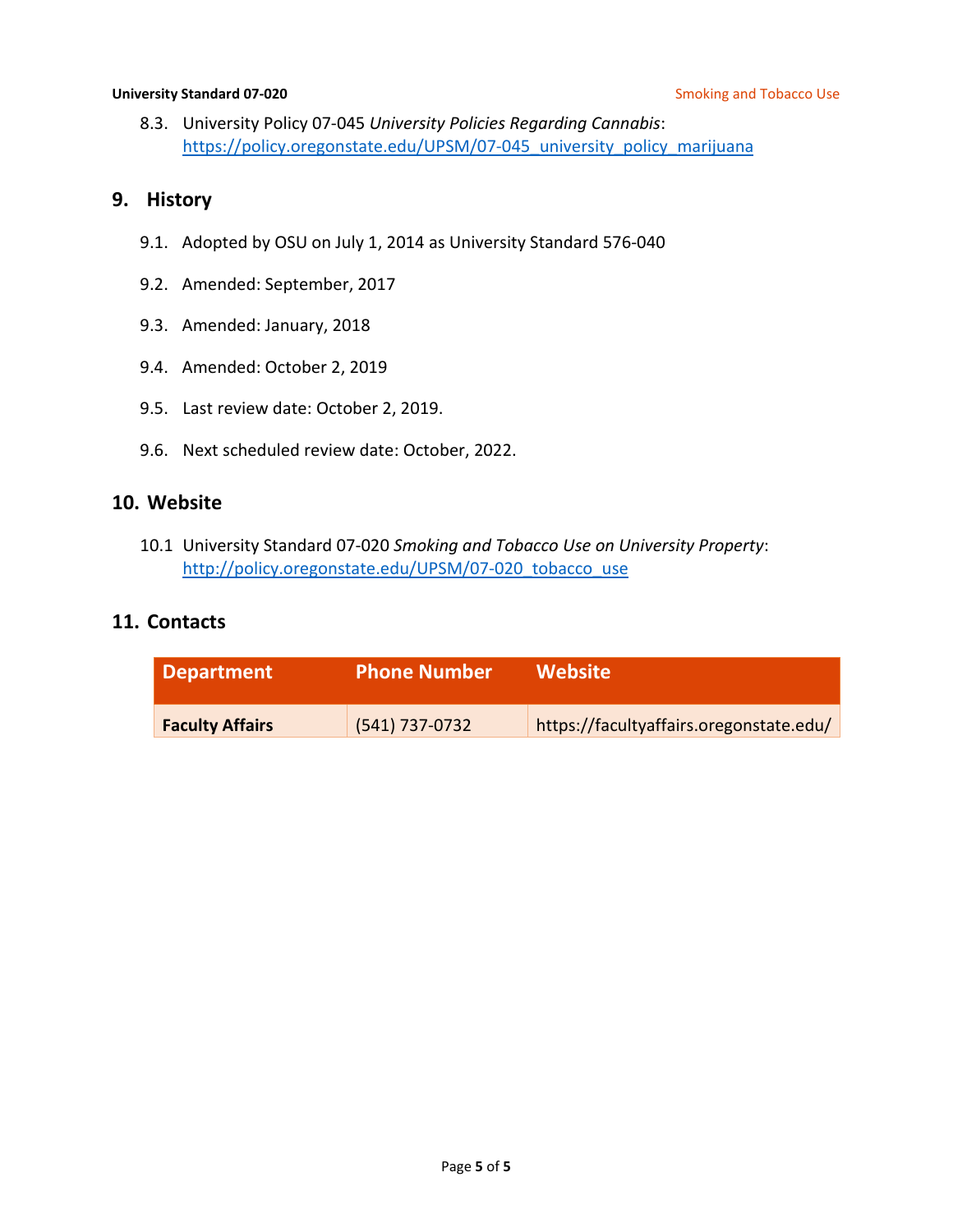8.3. University Policy 07-045 *University Policies Regarding Cannabis*: https://policy.oregonstate.edu/UPSM/07-045_university_policy_marijuana

## 9. History

9.1. Adopted by OSU on July 1, 2014 as University Standard 576-040

9.2. Amended: September, 2017

9.3. Amended: January, 2018

9.4. Amended: October 2, 2019

9.5. Last review date: October 2, 2019.

9.6. Next scheduled review date: October, 2022.

## 10. Website

10.1 University Standard 07-020 *Smoking and Tobacco Use on University Property*: http://policy.oregonstate.edu/UPSM/07-020_tobacco_use

## 11. Contacts

| Department | Phone Number | Website |
|---|---|---|
| **Faculty Affairs** | (541) 737-0732 | https://facultyaffairs.oregonstate.edu/ |